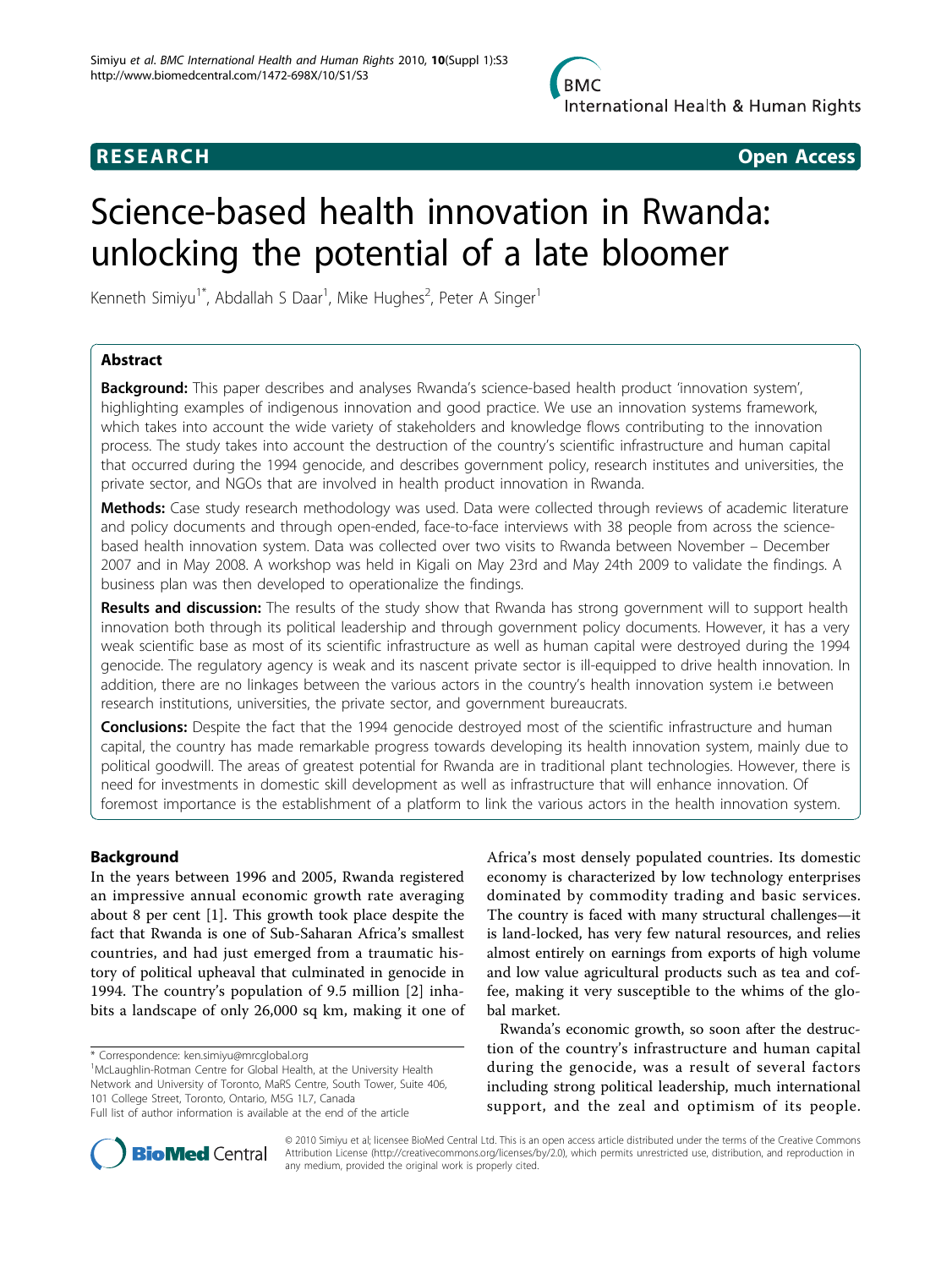**RESEARCH** **Open Access**

# Science-based health innovation in Rwanda: unlocking the potential of a late bloomer

Kenneth Simiyu[1*], Abdallah S Daar[1], Mike Hughes[2], Peter A Singer[1]

## Abstract

**Background:** This paper describes and analyses Rwanda's science-based health product 'innovation system', highlighting examples of indigenous innovation and good practice. We use an innovation systems framework, which takes into account the wide variety of stakeholders and knowledge flows contributing to the innovation process. The study takes into account the destruction of the country's scientific infrastructure and human capital that occurred during the 1994 genocide, and describes government policy, research institutes and universities, the private sector, and NGOs that are involved in health product innovation in Rwanda.

**Methods:** Case study research methodology was used. Data were collected through reviews of academic literature and policy documents and through open-ended, face-to-face interviews with 38 people from across the science-based health innovation system. Data was collected over two visits to Rwanda between November – December 2007 and in May 2008. A workshop was held in Kigali on May 23rd and May 24th 2009 to validate the findings. A business plan was then developed to operationalize the findings.

**Results and discussion:** The results of the study show that Rwanda has strong government will to support health innovation both through its political leadership and through government policy documents. However, it has a very weak scientific base as most of its scientific infrastructure as well as human capital were destroyed during the 1994 genocide. The regulatory agency is weak and its nascent private sector is ill-equipped to drive health innovation. In addition, there are no linkages between the various actors in the country's health innovation system i.e between research institutions, universities, the private sector, and government bureaucrats.

**Conclusions:** Despite the fact that the 1994 genocide destroyed most of the scientific infrastructure and human capital, the country has made remarkable progress towards developing its health innovation system, mainly due to political goodwill. The areas of greatest potential for Rwanda are in traditional plant technologies. However, there is need for investments in domestic skill development as well as infrastructure that will enhance innovation. Of foremost importance is the establishment of a platform to link the various actors in the health innovation system.

## Background

In the years between 1996 and 2005, Rwanda registered an impressive annual economic growth rate averaging about 8 per cent [1]. This growth took place despite the fact that Rwanda is one of Sub-Saharan Africa's smallest countries, and had just emerged from a traumatic history of political upheaval that culminated in genocide in 1994. The country's population of 9.5 million [2] inhabits a landscape of only 26,000 sq km, making it one of Africa's most densely populated countries. Its domestic economy is characterized by low technology enterprises dominated by commodity trading and basic services. The country is faced with many structural challenges—it is land-locked, has very few natural resources, and relies almost entirely on earnings from exports of high volume and low value agricultural products such as tea and coffee, making it very susceptible to the whims of the global market.

Rwanda's economic growth, so soon after the destruction of the country's infrastructure and human capital during the genocide, was a result of several factors including strong political leadership, much international support, and the zeal and optimism of its people.

\* Correspondence: ken.simiyu@mrcglobal.org

[1]McLaughlin-Rotman Centre for Global Health, at the University Health Network and University of Toronto, MaRS Centre, South Tower, Suite 406, 101 College Street, Toronto, Ontario, M5G 1L7, Canada

Full list of author information is available at the end of the article

© 2010 Simiyu et al; licensee BioMed Central Ltd. This is an open access article distributed under the terms of the Creative Commons Attribution License (http://creativecommons.org/licenses/by/2.0), which permits unrestricted use, distribution, and reproduction in any medium, provided the original work is properly cited.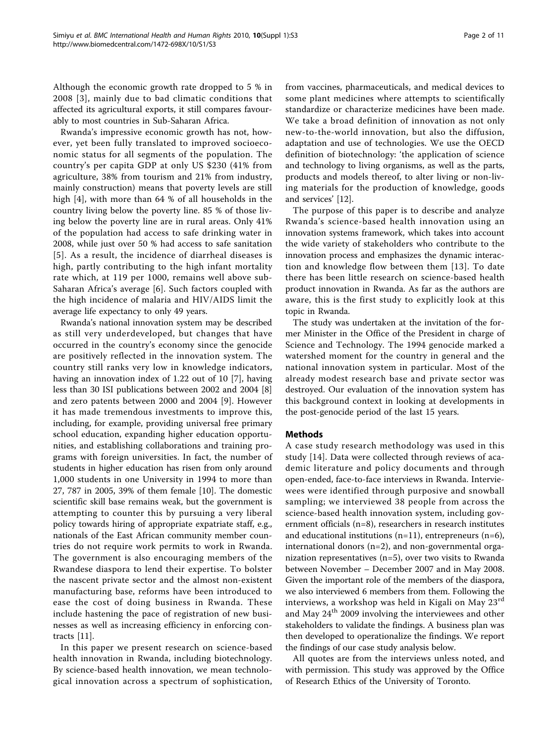Although the economic growth rate dropped to 5 % in 2008 [3], mainly due to bad climatic conditions that affected its agricultural exports, it still compares favourably to most countries in Sub-Saharan Africa.

Rwanda's impressive economic growth has not, however, yet been fully translated to improved socioeconomic status for all segments of the population. The country's per capita GDP at only US $230 (41% from agriculture, 38% from tourism and 21% from industry, mainly construction) means that poverty levels are still high [4], with more than 64 % of all households in the country living below the poverty line. 85 % of those living below the poverty line are in rural areas. Only 41% of the population had access to safe drinking water in 2008, while just over 50 % had access to safe sanitation [5]. As a result, the incidence of diarrheal diseases is high, partly contributing to the high infant mortality rate which, at 119 per 1000, remains well above sub-Saharan Africa's average [6]. Such factors coupled with the high incidence of malaria and HIV/AIDS limit the average life expectancy to only 49 years.

Rwanda's national innovation system may be described as still very underdeveloped, but changes that have occurred in the country's economy since the genocide are positively reflected in the innovation system. The country still ranks very low in knowledge indicators, having an innovation index of 1.22 out of 10 [7], having less than 30 ISI publications between 2002 and 2004 [8] and zero patents between 2000 and 2004 [9]. However it has made tremendous investments to improve this, including, for example, providing universal free primary school education, expanding higher education opportunities, and establishing collaborations and training programs with foreign universities. In fact, the number of students in higher education has risen from only around 1,000 students in one University in 1994 to more than 27, 787 in 2005, 39% of them female [10]. The domestic scientific skill base remains weak, but the government is attempting to counter this by pursuing a very liberal policy towards hiring of appropriate expatriate staff, e.g., nationals of the East African community member countries do not require work permits to work in Rwanda. The government is also encouraging members of the Rwandese diaspora to lend their expertise. To bolster the nascent private sector and the almost non-existent manufacturing base, reforms have been introduced to ease the cost of doing business in Rwanda. These include hastening the pace of registration of new businesses as well as increasing efficiency in enforcing contracts [11].

In this paper we present research on science-based health innovation in Rwanda, including biotechnology. By science-based health innovation, we mean technological innovation across a spectrum of sophistication, from vaccines, pharmaceuticals, and medical devices to some plant medicines where attempts to scientifically standardize or characterize medicines have been made. We take a broad definition of innovation as not only new-to-the-world innovation, but also the diffusion, adaptation and use of technologies. We use the OECD definition of biotechnology: 'the application of science and technology to living organisms, as well as the parts, products and models thereof, to alter living or non-living materials for the production of knowledge, goods and services' [12].

The purpose of this paper is to describe and analyze Rwanda's science-based health innovation using an innovation systems framework, which takes into account the wide variety of stakeholders who contribute to the innovation process and emphasizes the dynamic interaction and knowledge flow between them [13]. To date there has been little research on science-based health product innovation in Rwanda. As far as the authors are aware, this is the first study to explicitly look at this topic in Rwanda.

The study was undertaken at the invitation of the former Minister in the Office of the President in charge of Science and Technology. The 1994 genocide marked a watershed moment for the country in general and the national innovation system in particular. Most of the already modest research base and private sector was destroyed. Our evaluation of the innovation system has this background context in looking at developments in the post-genocide period of the last 15 years.

## Methods

A case study research methodology was used in this study [14]. Data were collected through reviews of academic literature and policy documents and through open-ended, face-to-face interviews in Rwanda. Interviewees were identified through purposive and snowball sampling; we interviewed 38 people from across the science-based health innovation system, including government officials (n=8), researchers in research institutes and educational institutions (n=11), entrepreneurs (n=6), international donors (n=2), and non-governmental organization representatives (n=5), over two visits to Rwanda between November – December 2007 and in May 2008. Given the important role of the members of the diaspora, we also interviewed 6 members from them. Following the interviews, a workshop was held in Kigali on May 23[rd] and May 24[th] 2009 involving the interviewees and other stakeholders to validate the findings. A business plan was then developed to operationalize the findings. We report the findings of our case study analysis below.

All quotes are from the interviews unless noted, and with permission. This study was approved by the Office of Research Ethics of the University of Toronto.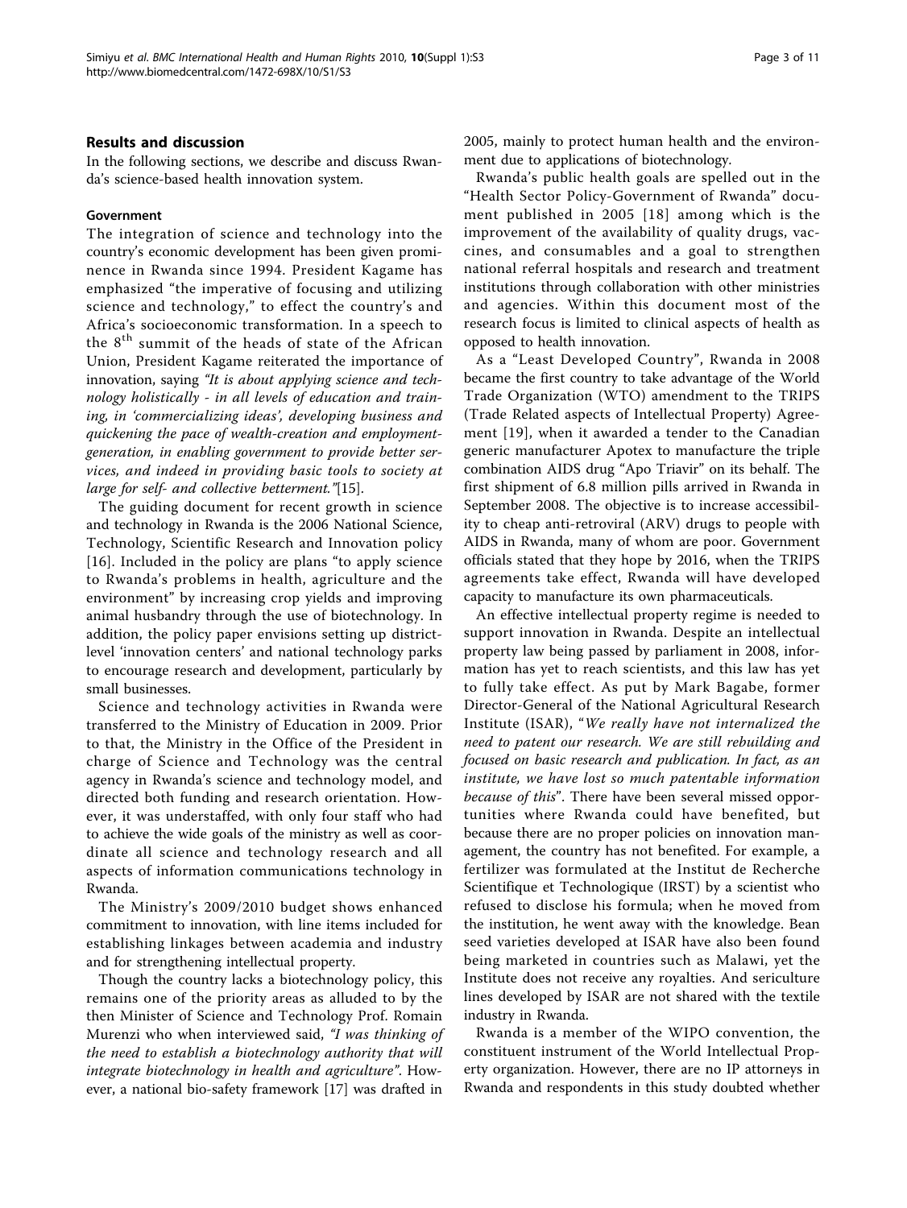## Results and discussion

In the following sections, we describe and discuss Rwanda's science-based health innovation system.

### Government

The integration of science and technology into the country's economic development has been given prominence in Rwanda since 1994. President Kagame has emphasized "the imperative of focusing and utilizing science and technology," to effect the country's and Africa's socioeconomic transformation. In a speech to the 8th summit of the heads of state of the African Union, President Kagame reiterated the importance of innovation, saying *"It is about applying science and technology holistically - in all levels of education and training, in 'commercializing ideas', developing business and quickening the pace of wealth-creation and employment-generation, in enabling government to provide better services, and indeed in providing basic tools to society at large for self- and collective betterment."*[15].

The guiding document for recent growth in science and technology in Rwanda is the 2006 National Science, Technology, Scientific Research and Innovation policy [16]. Included in the policy are plans "to apply science to Rwanda's problems in health, agriculture and the environment" by increasing crop yields and improving animal husbandry through the use of biotechnology. In addition, the policy paper envisions setting up district-level 'innovation centers' and national technology parks to encourage research and development, particularly by small businesses.

Science and technology activities in Rwanda were transferred to the Ministry of Education in 2009. Prior to that, the Ministry in the Office of the President in charge of Science and Technology was the central agency in Rwanda's science and technology model, and directed both funding and research orientation. However, it was understaffed, with only four staff who had to achieve the wide goals of the ministry as well as coordinate all science and technology research and all aspects of information communications technology in Rwanda.

The Ministry's 2009/2010 budget shows enhanced commitment to innovation, with line items included for establishing linkages between academia and industry and for strengthening intellectual property.

Though the country lacks a biotechnology policy, this remains one of the priority areas as alluded to by the then Minister of Science and Technology Prof. Romain Murenzi who when interviewed said, *"I was thinking of the need to establish a biotechnology authority that will integrate biotechnology in health and agriculture"*. However, a national bio-safety framework [17] was drafted in 2005, mainly to protect human health and the environment due to applications of biotechnology.

Rwanda's public health goals are spelled out in the "Health Sector Policy-Government of Rwanda" document published in 2005 [18] among which is the improvement of the availability of quality drugs, vaccines, and consumables and a goal to strengthen national referral hospitals and research and treatment institutions through collaboration with other ministries and agencies. Within this document most of the research focus is limited to clinical aspects of health as opposed to health innovation.

As a "Least Developed Country", Rwanda in 2008 became the first country to take advantage of the World Trade Organization (WTO) amendment to the TRIPS (Trade Related aspects of Intellectual Property) Agreement [19], when it awarded a tender to the Canadian generic manufacturer Apotex to manufacture the triple combination AIDS drug "Apo Triavir" on its behalf. The first shipment of 6.8 million pills arrived in Rwanda in September 2008. The objective is to increase accessibility to cheap anti-retroviral (ARV) drugs to people with AIDS in Rwanda, many of whom are poor. Government officials stated that they hope by 2016, when the TRIPS agreements take effect, Rwanda will have developed capacity to manufacture its own pharmaceuticals.

An effective intellectual property regime is needed to support innovation in Rwanda. Despite an intellectual property law being passed by parliament in 2008, information has yet to reach scientists, and this law has yet to fully take effect. As put by Mark Bagabe, former Director-General of the National Agricultural Research Institute (ISAR), "*We really have not internalized the need to patent our research. We are still rebuilding and focused on basic research and publication. In fact, as an institute, we have lost so much patentable information because of this*". There have been several missed opportunities where Rwanda could have benefited, but because there are no proper policies on innovation management, the country has not benefited. For example, a fertilizer was formulated at the Institut de Recherche Scientifique et Technologique (IRST) by a scientist who refused to disclose his formula; when he moved from the institution, he went away with the knowledge. Bean seed varieties developed at ISAR have also been found being marketed in countries such as Malawi, yet the Institute does not receive any royalties. And sericulture lines developed by ISAR are not shared with the textile industry in Rwanda.

Rwanda is a member of the WIPO convention, the constituent instrument of the World Intellectual Property organization. However, there are no IP attorneys in Rwanda and respondents in this study doubted whether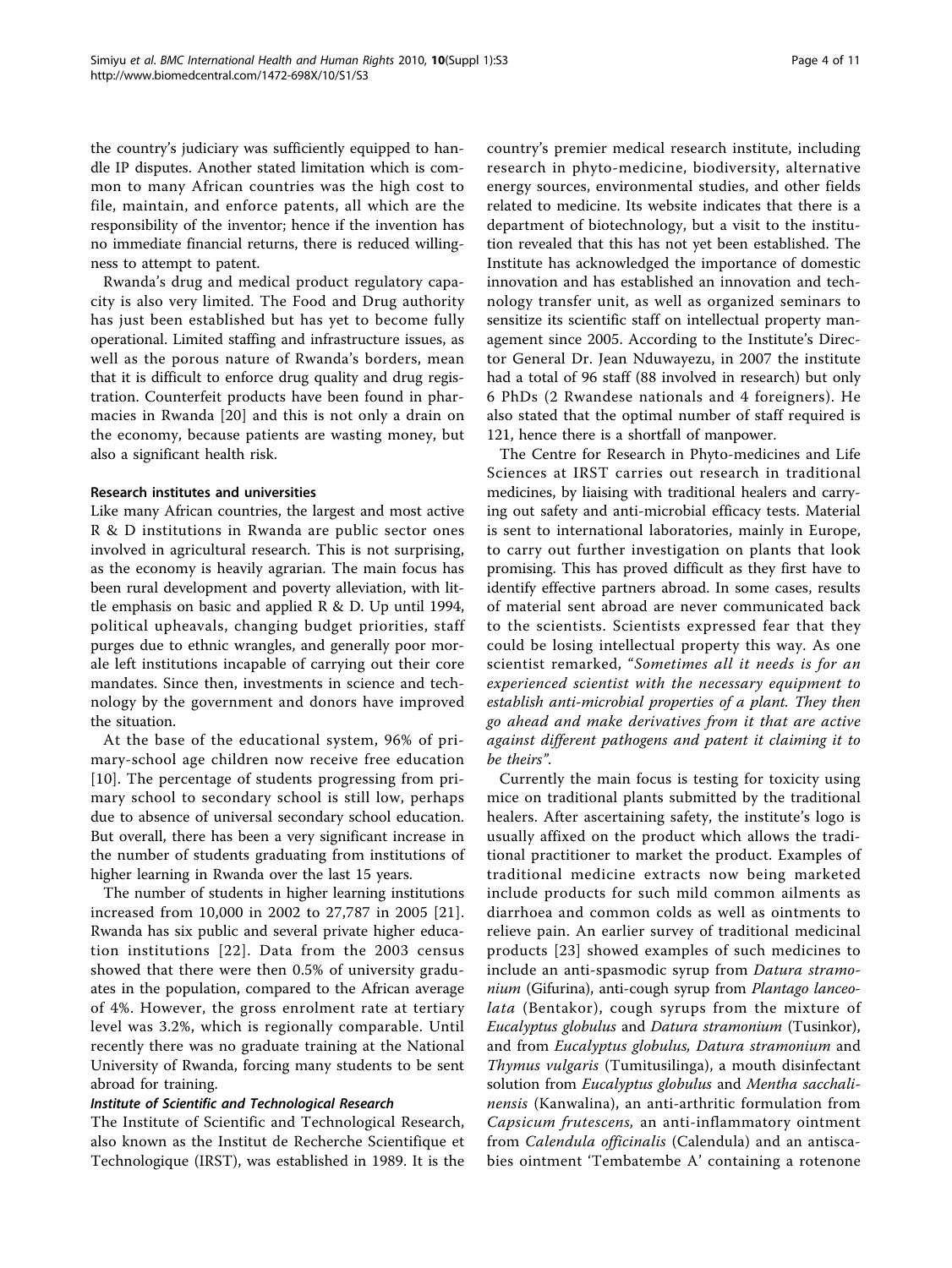the country's judiciary was sufficiently equipped to handle IP disputes. Another stated limitation which is common to many African countries was the high cost to file, maintain, and enforce patents, all which are the responsibility of the inventor; hence if the invention has no immediate financial returns, there is reduced willingness to attempt to patent.

Rwanda's drug and medical product regulatory capacity is also very limited. The Food and Drug authority has just been established but has yet to become fully operational. Limited staffing and infrastructure issues, as well as the porous nature of Rwanda's borders, mean that it is difficult to enforce drug quality and drug registration. Counterfeit products have been found in pharmacies in Rwanda [20] and this is not only a drain on the economy, because patients are wasting money, but also a significant health risk.

#### Research institutes and universities

Like many African countries, the largest and most active R & D institutions in Rwanda are public sector ones involved in agricultural research. This is not surprising, as the economy is heavily agrarian. The main focus has been rural development and poverty alleviation, with little emphasis on basic and applied R & D. Up until 1994, political upheavals, changing budget priorities, staff purges due to ethnic wrangles, and generally poor morale left institutions incapable of carrying out their core mandates. Since then, investments in science and technology by the government and donors have improved the situation.

At the base of the educational system, 96% of primary-school age children now receive free education [10]. The percentage of students progressing from primary school to secondary school is still low, perhaps due to absence of universal secondary school education. But overall, there has been a very significant increase in the number of students graduating from institutions of higher learning in Rwanda over the last 15 years.

The number of students in higher learning institutions increased from 10,000 in 2002 to 27,787 in 2005 [21]. Rwanda has six public and several private higher education institutions [22]. Data from the 2003 census showed that there were then 0.5% of university graduates in the population, compared to the African average of 4%. However, the gross enrolment rate at tertiary level was 3.2%, which is regionally comparable. Until recently there was no graduate training at the National University of Rwanda, forcing many students to be sent abroad for training.

##### *Institute of Scientific and Technological Research*

The Institute of Scientific and Technological Research, also known as the Institut de Recherche Scientifique et Technologique (IRST), was established in 1989. It is the country's premier medical research institute, including research in phyto-medicine, biodiversity, alternative energy sources, environmental studies, and other fields related to medicine. Its website indicates that there is a department of biotechnology, but a visit to the institution revealed that this has not yet been established. The Institute has acknowledged the importance of domestic innovation and has established an innovation and technology transfer unit, as well as organized seminars to sensitize its scientific staff on intellectual property management since 2005. According to the Institute's Director General Dr. Jean Nduwayezu, in 2007 the institute had a total of 96 staff (88 involved in research) but only 6 PhDs (2 Rwandese nationals and 4 foreigners). He also stated that the optimal number of staff required is 121, hence there is a shortfall of manpower.

The Centre for Research in Phyto-medicines and Life Sciences at IRST carries out research in traditional medicines, by liaising with traditional healers and carrying out safety and anti-microbial efficacy tests. Material is sent to international laboratories, mainly in Europe, to carry out further investigation on plants that look promising. This has proved difficult as they first have to identify effective partners abroad. In some cases, results of material sent abroad are never communicated back to the scientists. Scientists expressed fear that they could be losing intellectual property this way. As one scientist remarked, "*Sometimes all it needs is for an experienced scientist with the necessary equipment to establish anti-microbial properties of a plant. They then go ahead and make derivatives from it that are active against different pathogens and patent it claiming it to be theirs*".

Currently the main focus is testing for toxicity using mice on traditional plants submitted by the traditional healers. After ascertaining safety, the institute's logo is usually affixed on the product which allows the traditional practitioner to market the product. Examples of traditional medicine extracts now being marketed include products for such mild common ailments as diarrhoea and common colds as well as ointments to relieve pain. An earlier survey of traditional medicinal products [23] showed examples of such medicines to include an anti-spasmodic syrup from *Datura stramonium* (Gifurina), anti-cough syrup from *Plantago lanceolata* (Bentakor), cough syrups from the mixture of *Eucalyptus globulus* and *Datura stramonium* (Tusinkor), and from *Eucalyptus globulus, Datura stramonium* and *Thymus vulgaris* (Tumitusilinga), a mouth disinfectant solution from *Eucalyptus globulus* and *Mentha sacchalinensis* (Kanwalina), an anti-arthritic formulation from *Capsicum frutescens,* an anti-inflammatory ointment from *Calendula officinalis* (Calendula) and an antiscabies ointment 'Tembatembe A' containing a rotenone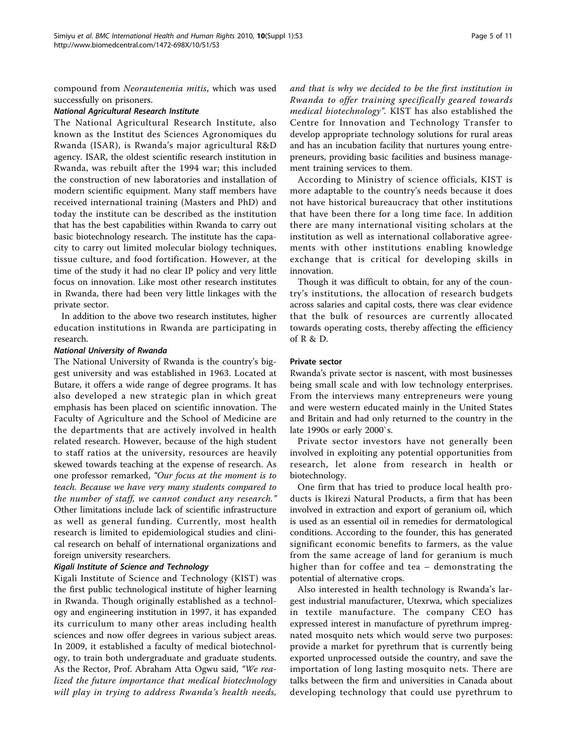compound from *Neorautenenia mitis*, which was used successfully on prisoners.

#### National Agricultural Research Institute

The National Agricultural Research Institute, also known as the Institut des Sciences Agronomiques du Rwanda (ISAR), is Rwanda's major agricultural R&D agency. ISAR, the oldest scientific research institution in Rwanda, was rebuilt after the 1994 war; this included the construction of new laboratories and installation of modern scientific equipment. Many staff members have received international training (Masters and PhD) and today the institute can be described as the institution that has the best capabilities within Rwanda to carry out basic biotechnology research. The institute has the capacity to carry out limited molecular biology techniques, tissue culture, and food fortification. However, at the time of the study it had no clear IP policy and very little focus on innovation. Like most other research institutes in Rwanda, there had been very little linkages with the private sector.

In addition to the above two research institutes, higher education institutions in Rwanda are participating in research.

#### National University of Rwanda

The National University of Rwanda is the country's biggest university and was established in 1963. Located at Butare, it offers a wide range of degree programs. It has also developed a new strategic plan in which great emphasis has been placed on scientific innovation. The Faculty of Agriculture and the School of Medicine are the departments that are actively involved in health related research. However, because of the high student to staff ratios at the university, resources are heavily skewed towards teaching at the expense of research. As one professor remarked, *"Our focus at the moment is to teach. Because we have very many students compared to the number of staff, we cannot conduct any research."* Other limitations include lack of scientific infrastructure as well as general funding. Currently, most health research is limited to epidemiological studies and clinical research on behalf of international organizations and foreign university researchers.

#### Kigali Institute of Science and Technology

Kigali Institute of Science and Technology (KIST) was the first public technological institute of higher learning in Rwanda. Though originally established as a technology and engineering institution in 1997, it has expanded its curriculum to many other areas including health sciences and now offer degrees in various subject areas. In 2009, it established a faculty of medical biotechnology, to train both undergraduate and graduate students. As the Rector, Prof. Abraham Atta Ogwu said, *"We realized the future importance that medical biotechnology will play in trying to address Rwanda's health needs, and that is why we decided to be the first institution in Rwanda to offer training specifically geared towards medical biotechnology".* KIST has also established the Centre for Innovation and Technology Transfer to develop appropriate technology solutions for rural areas and has an incubation facility that nurtures young entrepreneurs, providing basic facilities and business management training services to them.

According to Ministry of science officials, KIST is more adaptable to the country's needs because it does not have historical bureaucracy that other institutions that have been there for a long time face. In addition there are many international visiting scholars at the institution as well as international collaborative agreements with other institutions enabling knowledge exchange that is critical for developing skills in innovation.

Though it was difficult to obtain, for any of the country's institutions, the allocation of research budgets across salaries and capital costs, there was clear evidence that the bulk of resources are currently allocated towards operating costs, thereby affecting the efficiency of R & D.

### Private sector

Rwanda's private sector is nascent, with most businesses being small scale and with low technology enterprises. From the interviews many entrepreneurs were young and were western educated mainly in the United States and Britain and had only returned to the country in the late 1990s or early 2000`s.

Private sector investors have not generally been involved in exploiting any potential opportunities from research, let alone from research in health or biotechnology.

One firm that has tried to produce local health products is Ikirezi Natural Products, a firm that has been involved in extraction and export of geranium oil, which is used as an essential oil in remedies for dermatological conditions. According to the founder, this has generated significant economic benefits to farmers, as the value from the same acreage of land for geranium is much higher than for coffee and tea – demonstrating the potential of alternative crops.

Also interested in health technology is Rwanda's largest industrial manufacturer, Utexrwa, which specializes in textile manufacture. The company CEO has expressed interest in manufacture of pyrethrum impregnated mosquito nets which would serve two purposes: provide a market for pyrethrum that is currently being exported unprocessed outside the country, and save the importation of long lasting mosquito nets. There are talks between the firm and universities in Canada about developing technology that could use pyrethrum to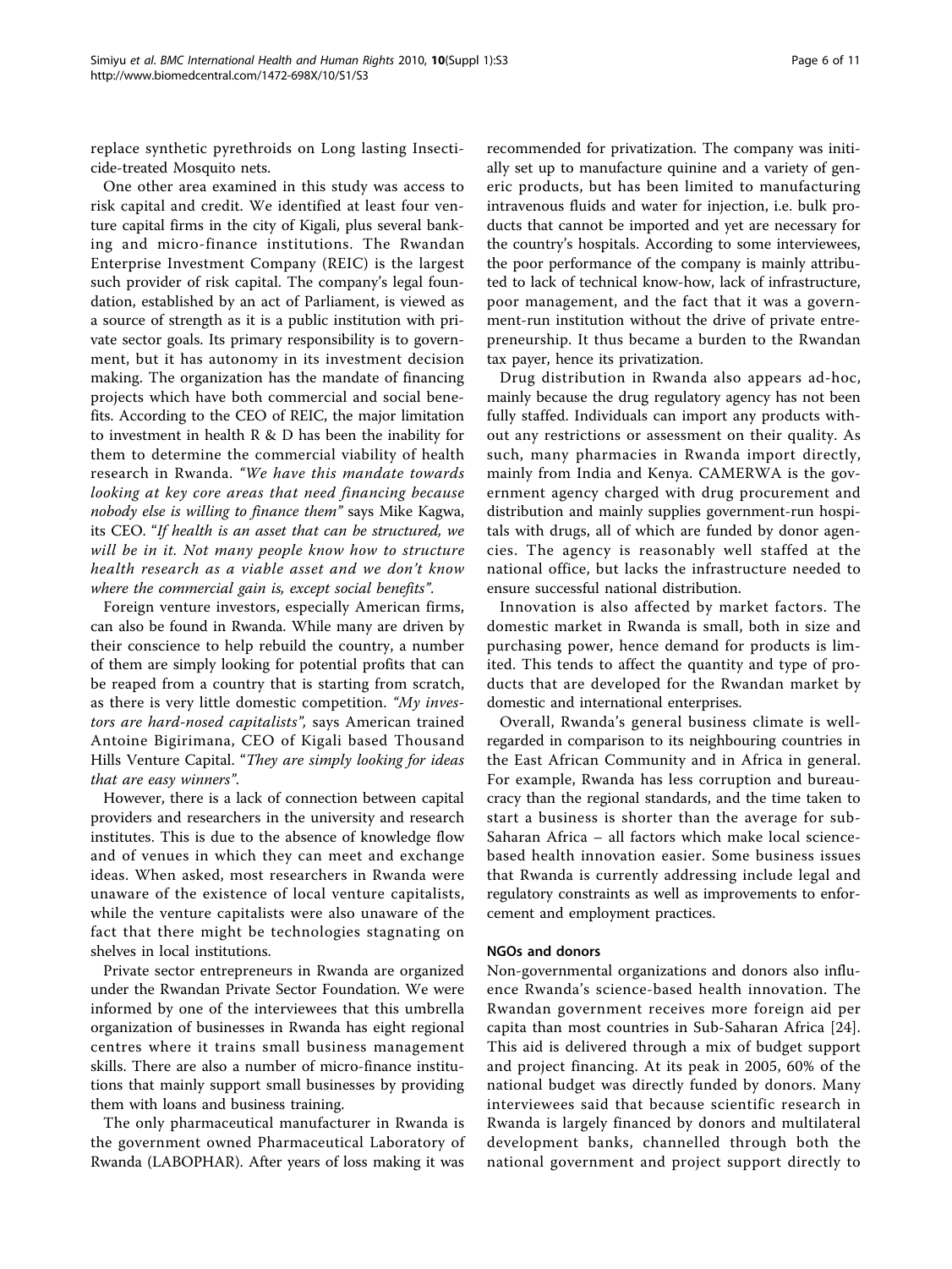replace synthetic pyrethroids on Long lasting Insecticide-treated Mosquito nets.

One other area examined in this study was access to risk capital and credit. We identified at least four venture capital firms in the city of Kigali, plus several banking and micro-finance institutions. The Rwandan Enterprise Investment Company (REIC) is the largest such provider of risk capital. The company's legal foundation, established by an act of Parliament, is viewed as a source of strength as it is a public institution with private sector goals. Its primary responsibility is to government, but it has autonomy in its investment decision making. The organization has the mandate of financing projects which have both commercial and social benefits. According to the CEO of REIC, the major limitation to investment in health R & D has been the inability for them to determine the commercial viability of health research in Rwanda. *"We have this mandate towards looking at key core areas that need financing because nobody else is willing to finance them"* says Mike Kagwa, its CEO. *"If health is an asset that can be structured, we will be in it. Not many people know how to structure health research as a viable asset and we don't know where the commercial gain is, except social benefits"*.

Foreign venture investors, especially American firms, can also be found in Rwanda. While many are driven by their conscience to help rebuild the country, a number of them are simply looking for potential profits that can be reaped from a country that is starting from scratch, as there is very little domestic competition. *"My investors are hard-nosed capitalists"*, says American trained Antoine Bigirimana, CEO of Kigali based Thousand Hills Venture Capital. *"They are simply looking for ideas that are easy winners"*.

However, there is a lack of connection between capital providers and researchers in the university and research institutes. This is due to the absence of knowledge flow and of venues in which they can meet and exchange ideas. When asked, most researchers in Rwanda were unaware of the existence of local venture capitalists, while the venture capitalists were also unaware of the fact that there might be technologies stagnating on shelves in local institutions.

Private sector entrepreneurs in Rwanda are organized under the Rwandan Private Sector Foundation. We were informed by one of the interviewees that this umbrella organization of businesses in Rwanda has eight regional centres where it trains small business management skills. There are also a number of micro-finance institutions that mainly support small businesses by providing them with loans and business training.

The only pharmaceutical manufacturer in Rwanda is the government owned Pharmaceutical Laboratory of Rwanda (LABOPHAR). After years of loss making it was recommended for privatization. The company was initially set up to manufacture quinine and a variety of generic products, but has been limited to manufacturing intravenous fluids and water for injection, i.e. bulk products that cannot be imported and yet are necessary for the country's hospitals. According to some interviewees, the poor performance of the company is mainly attributed to lack of technical know-how, lack of infrastructure, poor management, and the fact that it was a government-run institution without the drive of private entrepreneurship. It thus became a burden to the Rwandan tax payer, hence its privatization.

Drug distribution in Rwanda also appears ad-hoc, mainly because the drug regulatory agency has not been fully staffed. Individuals can import any products without any restrictions or assessment on their quality. As such, many pharmacies in Rwanda import directly, mainly from India and Kenya. CAMERWA is the government agency charged with drug procurement and distribution and mainly supplies government-run hospitals with drugs, all of which are funded by donor agencies. The agency is reasonably well staffed at the national office, but lacks the infrastructure needed to ensure successful national distribution.

Innovation is also affected by market factors. The domestic market in Rwanda is small, both in size and purchasing power, hence demand for products is limited. This tends to affect the quantity and type of products that are developed for the Rwandan market by domestic and international enterprises.

Overall, Rwanda's general business climate is well-regarded in comparison to its neighbouring countries in the East African Community and in Africa in general. For example, Rwanda has less corruption and bureaucracy than the regional standards, and the time taken to start a business is shorter than the average for sub-Saharan Africa – all factors which make local science-based health innovation easier. Some business issues that Rwanda is currently addressing include legal and regulatory constraints as well as improvements to enforcement and employment practices.

### NGOs and donors

Non-governmental organizations and donors also influence Rwanda's science-based health innovation. The Rwandan government receives more foreign aid per capita than most countries in Sub-Saharan Africa [24]. This aid is delivered through a mix of budget support and project financing. At its peak in 2005, 60% of the national budget was directly funded by donors. Many interviewees said that because scientific research in Rwanda is largely financed by donors and multilateral development banks, channelled through both the national government and project support directly to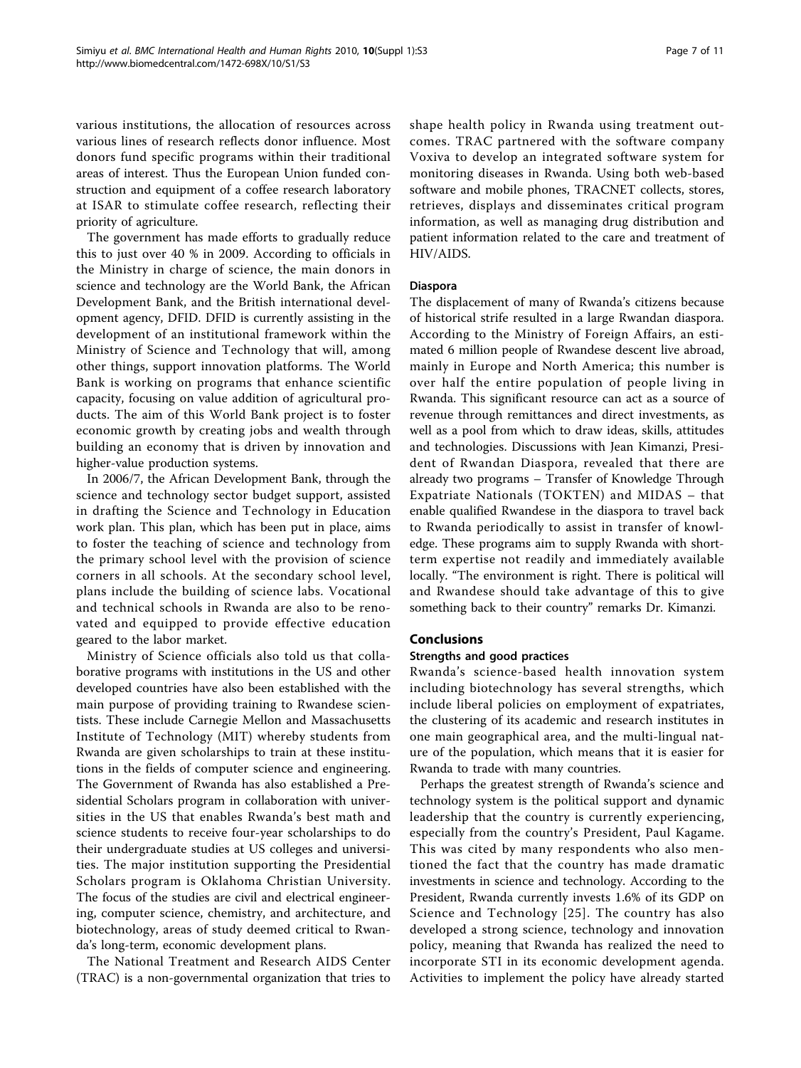various institutions, the allocation of resources across various lines of research reflects donor influence. Most donors fund specific programs within their traditional areas of interest. Thus the European Union funded construction and equipment of a coffee research laboratory at ISAR to stimulate coffee research, reflecting their priority of agriculture.

The government has made efforts to gradually reduce this to just over 40 % in 2009. According to officials in the Ministry in charge of science, the main donors in science and technology are the World Bank, the African Development Bank, and the British international development agency, DFID. DFID is currently assisting in the development of an institutional framework within the Ministry of Science and Technology that will, among other things, support innovation platforms. The World Bank is working on programs that enhance scientific capacity, focusing on value addition of agricultural products. The aim of this World Bank project is to foster economic growth by creating jobs and wealth through building an economy that is driven by innovation and higher-value production systems.

In 2006/7, the African Development Bank, through the science and technology sector budget support, assisted in drafting the Science and Technology in Education work plan. This plan, which has been put in place, aims to foster the teaching of science and technology from the primary school level with the provision of science corners in all schools. At the secondary school level, plans include the building of science labs. Vocational and technical schools in Rwanda are also to be renovated and equipped to provide effective education geared to the labor market.

Ministry of Science officials also told us that collaborative programs with institutions in the US and other developed countries have also been established with the main purpose of providing training to Rwandese scientists. These include Carnegie Mellon and Massachusetts Institute of Technology (MIT) whereby students from Rwanda are given scholarships to train at these institutions in the fields of computer science and engineering. The Government of Rwanda has also established a Presidential Scholars program in collaboration with universities in the US that enables Rwanda's best math and science students to receive four-year scholarships to do their undergraduate studies at US colleges and universities. The major institution supporting the Presidential Scholars program is Oklahoma Christian University. The focus of the studies are civil and electrical engineering, computer science, chemistry, and architecture, and biotechnology, areas of study deemed critical to Rwanda's long-term, economic development plans.

The National Treatment and Research AIDS Center (TRAC) is a non-governmental organization that tries to shape health policy in Rwanda using treatment outcomes. TRAC partnered with the software company Voxiva to develop an integrated software system for monitoring diseases in Rwanda. Using both web-based software and mobile phones, TRACNET collects, stores, retrieves, displays and disseminates critical program information, as well as managing drug distribution and patient information related to the care and treatment of HIV/AIDS.

### Diaspora

The displacement of many of Rwanda's citizens because of historical strife resulted in a large Rwandan diaspora. According to the Ministry of Foreign Affairs, an estimated 6 million people of Rwandese descent live abroad, mainly in Europe and North America; this number is over half the entire population of people living in Rwanda. This significant resource can act as a source of revenue through remittances and direct investments, as well as a pool from which to draw ideas, skills, attitudes and technologies. Discussions with Jean Kimanzi, President of Rwandan Diaspora, revealed that there are already two programs – Transfer of Knowledge Through Expatriate Nationals (TOKTEN) and MIDAS – that enable qualified Rwandese in the diaspora to travel back to Rwanda periodically to assist in transfer of knowledge. These programs aim to supply Rwanda with short-term expertise not readily and immediately available locally. "The environment is right. There is political will and Rwandese should take advantage of this to give something back to their country" remarks Dr. Kimanzi.

## Conclusions

### Strengths and good practices

Rwanda's science-based health innovation system including biotechnology has several strengths, which include liberal policies on employment of expatriates, the clustering of its academic and research institutes in one main geographical area, and the multi-lingual nature of the population, which means that it is easier for Rwanda to trade with many countries.

Perhaps the greatest strength of Rwanda's science and technology system is the political support and dynamic leadership that the country is currently experiencing, especially from the country's President, Paul Kagame. This was cited by many respondents who also mentioned the fact that the country has made dramatic investments in science and technology. According to the President, Rwanda currently invests 1.6% of its GDP on Science and Technology [25]. The country has also developed a strong science, technology and innovation policy, meaning that Rwanda has realized the need to incorporate STI in its economic development agenda. Activities to implement the policy have already started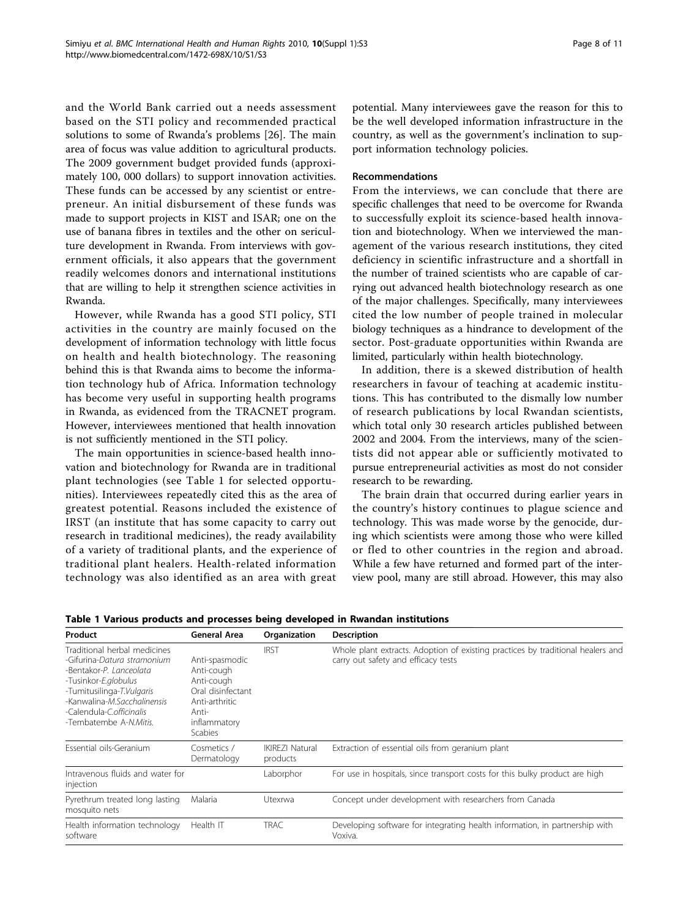and the World Bank carried out a needs assessment based on the STI policy and recommended practical solutions to some of Rwanda's problems [26]. The main area of focus was value addition to agricultural products. The 2009 government budget provided funds (approximately 100, 000 dollars) to support innovation activities. These funds can be accessed by any scientist or entrepreneur. An initial disbursement of these funds was made to support projects in KIST and ISAR; one on the use of banana fibres in textiles and the other on sericulture development in Rwanda. From interviews with government officials, it also appears that the government readily welcomes donors and international institutions that are willing to help it strengthen science activities in Rwanda.

However, while Rwanda has a good STI policy, STI activities in the country are mainly focused on the development of information technology with little focus on health and health biotechnology. The reasoning behind this is that Rwanda aims to become the information technology hub of Africa. Information technology has become very useful in supporting health programs in Rwanda, as evidenced from the TRACNET program. However, interviewees mentioned that health innovation is not sufficiently mentioned in the STI policy.

The main opportunities in science-based health innovation and biotechnology for Rwanda are in traditional plant technologies (see Table 1 for selected opportunities). Interviewees repeatedly cited this as the area of greatest potential. Reasons included the existence of IRST (an institute that has some capacity to carry out research in traditional medicines), the ready availability of a variety of traditional plants, and the experience of traditional plant healers. Health-related information technology was also identified as an area with great potential. Many interviewees gave the reason for this to be the well developed information infrastructure in the country, as well as the government's inclination to support information technology policies.

### Recommendations

From the interviews, we can conclude that there are specific challenges that need to be overcome for Rwanda to successfully exploit its science-based health innovation and biotechnology. When we interviewed the management of the various research institutions, they cited deficiency in scientific infrastructure and a shortfall in the number of trained scientists who are capable of carrying out advanced health biotechnology research as one of the major challenges. Specifically, many interviewees cited the low number of people trained in molecular biology techniques as a hindrance to development of the sector. Post-graduate opportunities within Rwanda are limited, particularly within health biotechnology.

In addition, there is a skewed distribution of health researchers in favour of teaching at academic institutions. This has contributed to the dismally low number of research publications by local Rwandan scientists, which total only 30 research articles published between 2002 and 2004. From the interviews, many of the scientists did not appear able or sufficiently motivated to pursue entrepreneurial activities as most do not consider research to be rewarding.

The brain drain that occurred during earlier years in the country's history continues to plague science and technology. This was made worse by the genocide, during which scientists were among those who were killed or fled to other countries in the region and abroad. While a few have returned and formed part of the interview pool, many are still abroad. However, this may also

**Table 1 Various products and processes being developed in Rwandan institutions**

| Product | General Area | Organization | Description |
|---|---|---|---|
| Traditional herbal medicines<br>-Gifurina-*Datura stramonium*<br>-Bentakor-*P. Lanceolata*<br>-Tusinkor-*E.globulus*<br>-Tumitusilinga-*T.Vulgaris*<br>-Kanwalina-*M.Sacchalinensis*<br>-Calendula-*C.officinalis*<br>-Tembatembe A-*N.Mitis.* | Anti-spasmodic<br>Anti-cough<br>Anti-cough<br>Oral disinfectant<br>Anti-arthritic<br>Anti-inflammatory<br>Scabies | IRST | Whole plant extracts. Adoption of existing practices by traditional healers and carry out safety and efficacy tests |
| Essential oils-Geranium | Cosmetics / Dermatology | IKIREZI Natural products | Extraction of essential oils from geranium plant |
| Intravenous fluids and water for injection | | Laborphor | For use in hospitals, since transport costs for this bulky product are high |
| Pyrethrum treated long lasting mosquito nets | Malaria | Utexrwa | Concept under development with researchers from Canada |
| Health information technology software | Health IT | TRAC | Developing software for integrating health information, in partnership with Voxiva. |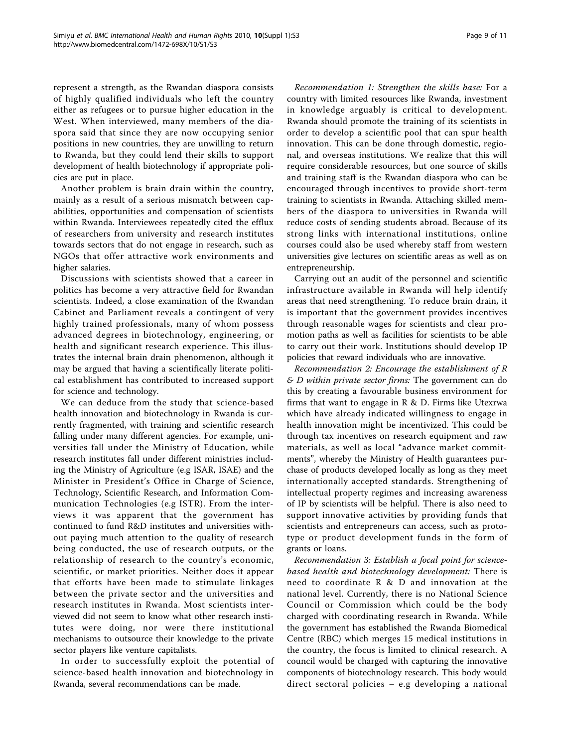represent a strength, as the Rwandan diaspora consists of highly qualified individuals who left the country either as refugees or to pursue higher education in the West. When interviewed, many members of the diaspora said that since they are now occupying senior positions in new countries, they are unwilling to return to Rwanda, but they could lend their skills to support development of health biotechnology if appropriate policies are put in place.

Another problem is brain drain within the country, mainly as a result of a serious mismatch between capabilities, opportunities and compensation of scientists within Rwanda. Interviewees repeatedly cited the efflux of researchers from university and research institutes towards sectors that do not engage in research, such as NGOs that offer attractive work environments and higher salaries.

Discussions with scientists showed that a career in politics has become a very attractive field for Rwandan scientists. Indeed, a close examination of the Rwandan Cabinet and Parliament reveals a contingent of very highly trained professionals, many of whom possess advanced degrees in biotechnology, engineering, or health and significant research experience. This illustrates the internal brain drain phenomenon, although it may be argued that having a scientifically literate political establishment has contributed to increased support for science and technology.

We can deduce from the study that science-based health innovation and biotechnology in Rwanda is currently fragmented, with training and scientific research falling under many different agencies. For example, universities fall under the Ministry of Education, while research institutes fall under different ministries including the Ministry of Agriculture (e.g ISAR, ISAE) and the Minister in President's Office in Charge of Science, Technology, Scientific Research, and Information Communication Technologies (e.g ISTR). From the interviews it was apparent that the government has continued to fund R&D institutes and universities without paying much attention to the quality of research being conducted, the use of research outputs, or the relationship of research to the country's economic, scientific, or market priorities. Neither does it appear that efforts have been made to stimulate linkages between the private sector and the universities and research institutes in Rwanda. Most scientists interviewed did not seem to know what other research institutes were doing, nor were there institutional mechanisms to outsource their knowledge to the private sector players like venture capitalists.

In order to successfully exploit the potential of science-based health innovation and biotechnology in Rwanda, several recommendations can be made.

*Recommendation 1: Strengthen the skills base:* For a country with limited resources like Rwanda, investment in knowledge arguably is critical to development. Rwanda should promote the training of its scientists in order to develop a scientific pool that can spur health innovation. This can be done through domestic, regional, and overseas institutions. We realize that this will require considerable resources, but one source of skills and training staff is the Rwandan diaspora who can be encouraged through incentives to provide short-term training to scientists in Rwanda. Attaching skilled members of the diaspora to universities in Rwanda will reduce costs of sending students abroad. Because of its strong links with international institutions, online courses could also be used whereby staff from western universities give lectures on scientific areas as well as on entrepreneurship.

Carrying out an audit of the personnel and scientific infrastructure available in Rwanda will help identify areas that need strengthening. To reduce brain drain, it is important that the government provides incentives through reasonable wages for scientists and clear promotion paths as well as facilities for scientists to be able to carry out their work. Institutions should develop IP policies that reward individuals who are innovative.

*Recommendation 2: Encourage the establishment of R & D within private sector firms:* The government can do this by creating a favourable business environment for firms that want to engage in R & D. Firms like Utexrwa which have already indicated willingness to engage in health innovation might be incentivized. This could be through tax incentives on research equipment and raw materials, as well as local "advance market commitments", whereby the Ministry of Health guarantees purchase of products developed locally as long as they meet internationally accepted standards. Strengthening of intellectual property regimes and increasing awareness of IP by scientists will be helpful. There is also need to support innovative activities by providing funds that scientists and entrepreneurs can access, such as prototype or product development funds in the form of grants or loans.

*Recommendation 3: Establish a focal point for science-based health and biotechnology development:* There is need to coordinate R & D and innovation at the national level. Currently, there is no National Science Council or Commission which could be the body charged with coordinating research in Rwanda. While the government has established the Rwanda Biomedical Centre (RBC) which merges 15 medical institutions in the country, the focus is limited to clinical research. A council would be charged with capturing the innovative components of biotechnology research. This body would direct sectoral policies – e.g developing a national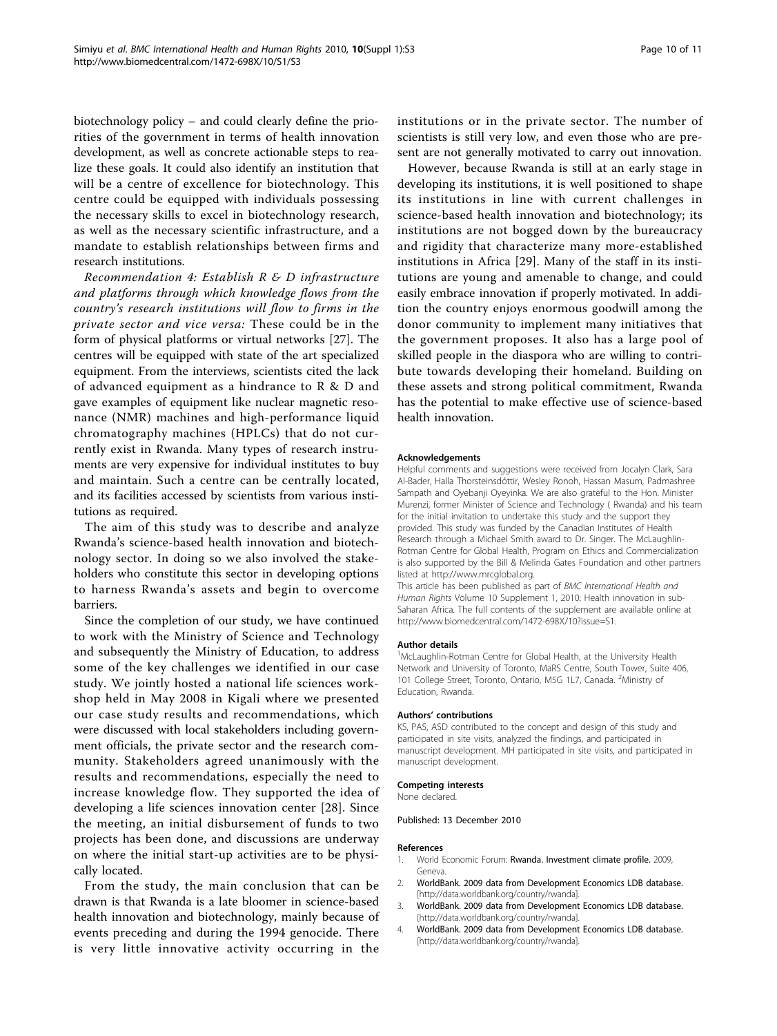biotechnology policy – and could clearly define the priorities of the government in terms of health innovation development, as well as concrete actionable steps to realize these goals. It could also identify an institution that will be a centre of excellence for biotechnology. This centre could be equipped with individuals possessing the necessary skills to excel in biotechnology research, as well as the necessary scientific infrastructure, and a mandate to establish relationships between firms and research institutions.

*Recommendation 4: Establish R & D infrastructure and platforms through which knowledge flows from the country's research institutions will flow to firms in the private sector and vice versa:* These could be in the form of physical platforms or virtual networks [27]. The centres will be equipped with state of the art specialized equipment. From the interviews, scientists cited the lack of advanced equipment as a hindrance to R & D and gave examples of equipment like nuclear magnetic resonance (NMR) machines and high-performance liquid chromatography machines (HPLCs) that do not currently exist in Rwanda. Many types of research instruments are very expensive for individual institutes to buy and maintain. Such a centre can be centrally located, and its facilities accessed by scientists from various institutions as required.

The aim of this study was to describe and analyze Rwanda's science-based health innovation and biotechnology sector. In doing so we also involved the stakeholders who constitute this sector in developing options to harness Rwanda's assets and begin to overcome barriers.

Since the completion of our study, we have continued to work with the Ministry of Science and Technology and subsequently the Ministry of Education, to address some of the key challenges we identified in our case study. We jointly hosted a national life sciences workshop held in May 2008 in Kigali where we presented our case study results and recommendations, which were discussed with local stakeholders including government officials, the private sector and the research community. Stakeholders agreed unanimously with the results and recommendations, especially the need to increase knowledge flow. They supported the idea of developing a life sciences innovation center [28]. Since the meeting, an initial disbursement of funds to two projects has been done, and discussions are underway on where the initial start-up activities are to be physically located.

From the study, the main conclusion that can be drawn is that Rwanda is a late bloomer in science-based health innovation and biotechnology, mainly because of events preceding and during the 1994 genocide. There is very little innovative activity occurring in the institutions or in the private sector. The number of scientists is still very low, and even those who are present are not generally motivated to carry out innovation.

However, because Rwanda is still at an early stage in developing its institutions, it is well positioned to shape its institutions in line with current challenges in science-based health innovation and biotechnology; its institutions are not bogged down by the bureaucracy and rigidity that characterize many more-established institutions in Africa [29]. Many of the staff in its institutions are young and amenable to change, and could easily embrace innovation if properly motivated. In addition the country enjoys enormous goodwill among the donor community to implement many initiatives that the government proposes. It also has a large pool of skilled people in the diaspora who are willing to contribute towards developing their homeland. Building on these assets and strong political commitment, Rwanda has the potential to make effective use of science-based health innovation.

#### Acknowledgements

Helpful comments and suggestions were received from Jocalyn Clark, Sara Al-Bader, Halla Thorsteinsdóttir, Wesley Ronoh, Hassan Masum, Padmashree Sampath and Oyebanji Oyeyinka. We are also grateful to the Hon. Minister Murenzi, former Minister of Science and Technology ( Rwanda) and his team for the initial invitation to undertake this study and the support they provided. This study was funded by the Canadian Institutes of Health Research through a Michael Smith award to Dr. Singer. The McLaughlin-Rotman Centre for Global Health, Program on Ethics and Commercialization is also supported by the Bill & Melinda Gates Foundation and other partners listed at http://www.mrcglobal.org.

This article has been published as part of *BMC International Health and Human Rights* Volume 10 Supplement 1, 2010: Health innovation in sub-Saharan Africa. The full contents of the supplement are available online at http://www.biomedcentral.com/1472-698X/10?issue=S1.

#### Author details

[1]McLaughlin-Rotman Centre for Global Health, at the University Health Network and University of Toronto, MaRS Centre, South Tower, Suite 406, 101 College Street, Toronto, Ontario, M5G 1L7, Canada. [2]Ministry of Education, Rwanda.

#### Authors' contributions

KS, PAS, ASD contributed to the concept and design of this study and participated in site visits, analyzed the findings, and participated in manuscript development. MH participated in site visits, and participated in manuscript development.

#### Competing interests

None declared.

Published: 13 December 2010

#### References

1. World Economic Forum: **Rwanda. Investment climate profile.** 2009, Geneva.
2. WorldBank. **2009 data from Development Economics LDB database.** [http://data.worldbank.org/country/rwanda].
3. WorldBank. **2009 data from Development Economics LDB database.** [http://data.worldbank.org/country/rwanda].
4. WorldBank. **2009 data from Development Economics LDB database.** [http://data.worldbank.org/country/rwanda].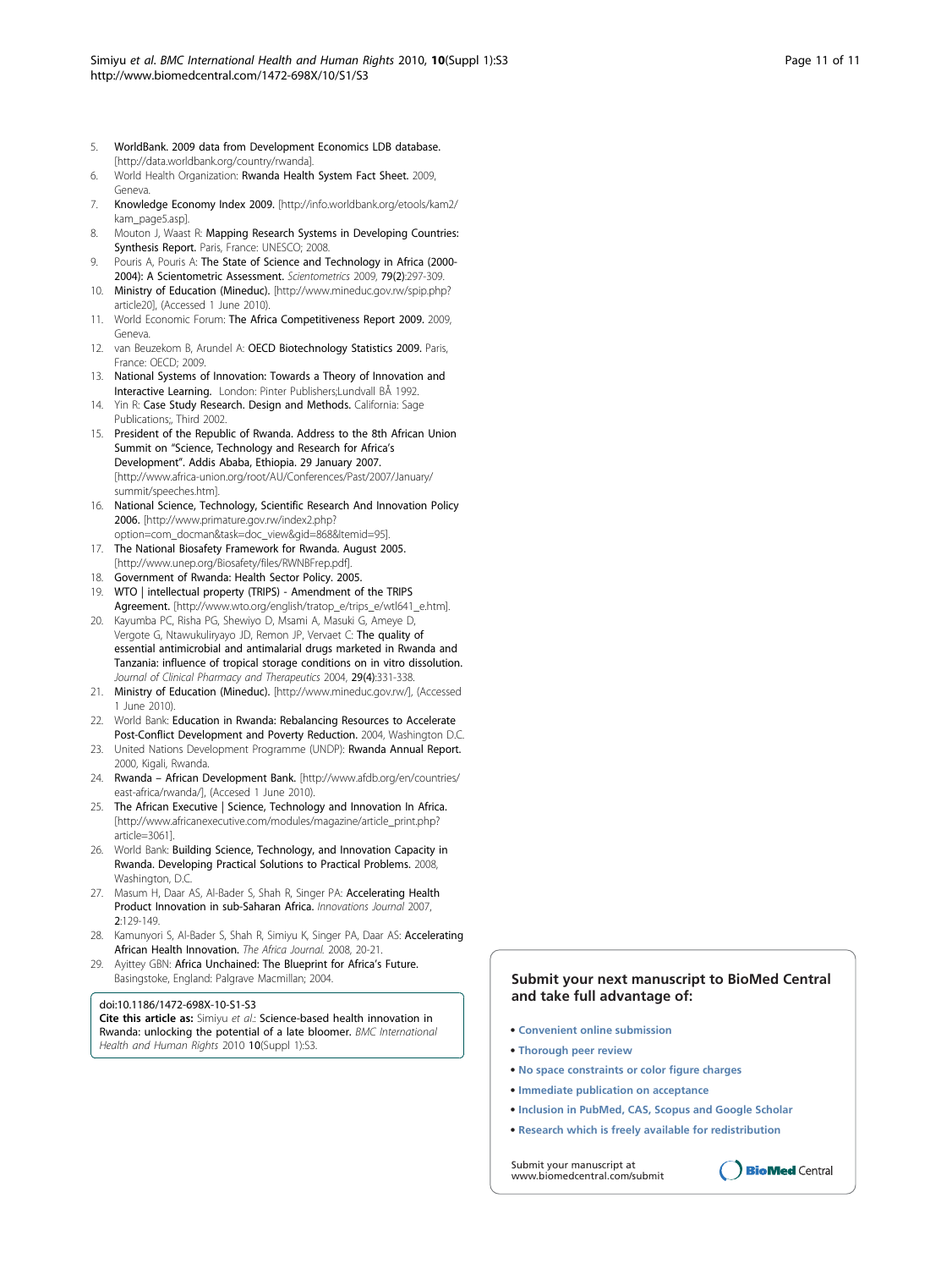5. WorldBank. 2009 data from Development Economics LDB database. [http://data.worldbank.org/country/rwanda].
6. World Health Organization: **Rwanda Health System Fact Sheet.** 2009, Geneva.
7. **Knowledge Economy Index 2009.** [http://info.worldbank.org/etools/kam2/kam_page5.asp].
8. Mouton J, Waast R: **Mapping Research Systems in Developing Countries: Synthesis Report.** Paris, France: UNESCO; 2008.
9. Pouris A, Pouris A: **The State of Science and Technology in Africa (2000-2004): A Scientometric Assessment.** *Scientometrics* 2009, **79(2)**:297-309.
10. **Ministry of Education (Mineduc).** [http://www.mineduc.gov.rw/spip.php?article20], (Accessed 1 June 2010).
11. World Economic Forum: **The Africa Competitiveness Report 2009.** 2009, Geneva.
12. van Beuzekom B, Arundel A: **OECD Biotechnology Statistics 2009.** Paris, France: OECD; 2009.
13. **National Systems of Innovation: Towards a Theory of Innovation and Interactive Learning.** London: Pinter Publishers;Lundvall BÅ 1992.
14. Yin R: **Case Study Research. Design and Methods.** California: Sage Publications;, Third 2002.
15. **President of the Republic of Rwanda. Address to the 8th African Union Summit on "Science, Technology and Research for Africa's Development". Addis Ababa, Ethiopia. 29 January 2007.** [http://www.africa-union.org/root/AU/Conferences/Past/2007/January/summit/speeches.htm].
16. **National Science, Technology, Scientific Research And Innovation Policy 2006.** [http://www.primature.gov.rw/index2.php?option=com_docman&task=doc_view&gid=868&Itemid=95].
17. **The National Biosafety Framework for Rwanda. August 2005.** [http://www.unep.org/Biosafety/files/RWNBFrep.pdf].
18. **Government of Rwanda: Health Sector Policy. 2005.**
19. **WTO | intellectual property (TRIPS) - Amendment of the TRIPS Agreement.** [http://www.wto.org/english/tratop_e/trips_e/wtl641_e.htm].
20. Kayumba PC, Risha PG, Shewiyo D, Msami A, Masuki G, Ameye D, Vergote G, Ntawukuliryayo JD, Remon JP, Vervaet C: **The quality of essential antimicrobial and antimalarial drugs marketed in Rwanda and Tanzania: influence of tropical storage conditions on in vitro dissolution.** *Journal of Clinical Pharmacy and Therapeutics* 2004, **29(4)**:331-338.
21. **Ministry of Education (Mineduc).** [http://www.mineduc.gov.rw/], (Accessed 1 June 2010).
22. World Bank: **Education in Rwanda: Rebalancing Resources to Accelerate Post-Conflict Development and Poverty Reduction.** 2004, Washington D.C.
23. United Nations Development Programme (UNDP): **Rwanda Annual Report.** 2000, Kigali, Rwanda.
24. **Rwanda – African Development Bank.** [http://www.afdb.org/en/countries/east-africa/rwanda/], (Accesed 1 June 2010).
25. **The African Executive | Science, Technology and Innovation In Africa.** [http://www.africanexecutive.com/modules/magazine/article_print.php?article=3061].
26. World Bank: **Building Science, Technology, and Innovation Capacity in Rwanda. Developing Practical Solutions to Practical Problems.** 2008, Washington, D.C.
27. Masum H, Daar AS, Al-Bader S, Shah R, Singer PA: **Accelerating Health Product Innovation in sub-Saharan Africa.** *Innovations Journal* 2007, **2**:129-149.
28. Kamunyori S, Al-Bader S, Shah R, Simiyu K, Singer PA, Daar AS: **Accelerating African Health Innovation.** *The Africa Journal.* 2008, 20-21.
29. Ayittey GBN: **Africa Unchained: The Blueprint for Africa's Future.** Basingstoke, England: Palgrave Macmillan; 2004.

doi:10.1186/1472-698X-10-S1-S3
**Cite this article as:** Simiyu *et al.*: Science-based health innovation in Rwanda: unlocking the potential of a late bloomer. *BMC International Health and Human Rights* 2010 **10**(Suppl 1):S3.

**Submit your next manuscript to BioMed Central and take full advantage of:**

- **Convenient online submission**
- **Thorough peer review**
- **No space constraints or color figure charges**
- **Immediate publication on acceptance**
- **Inclusion in PubMed, CAS, Scopus and Google Scholar**
- **Research which is freely available for redistribution**

Submit your manuscript at www.biomedcentral.com/submit

BioMed Central